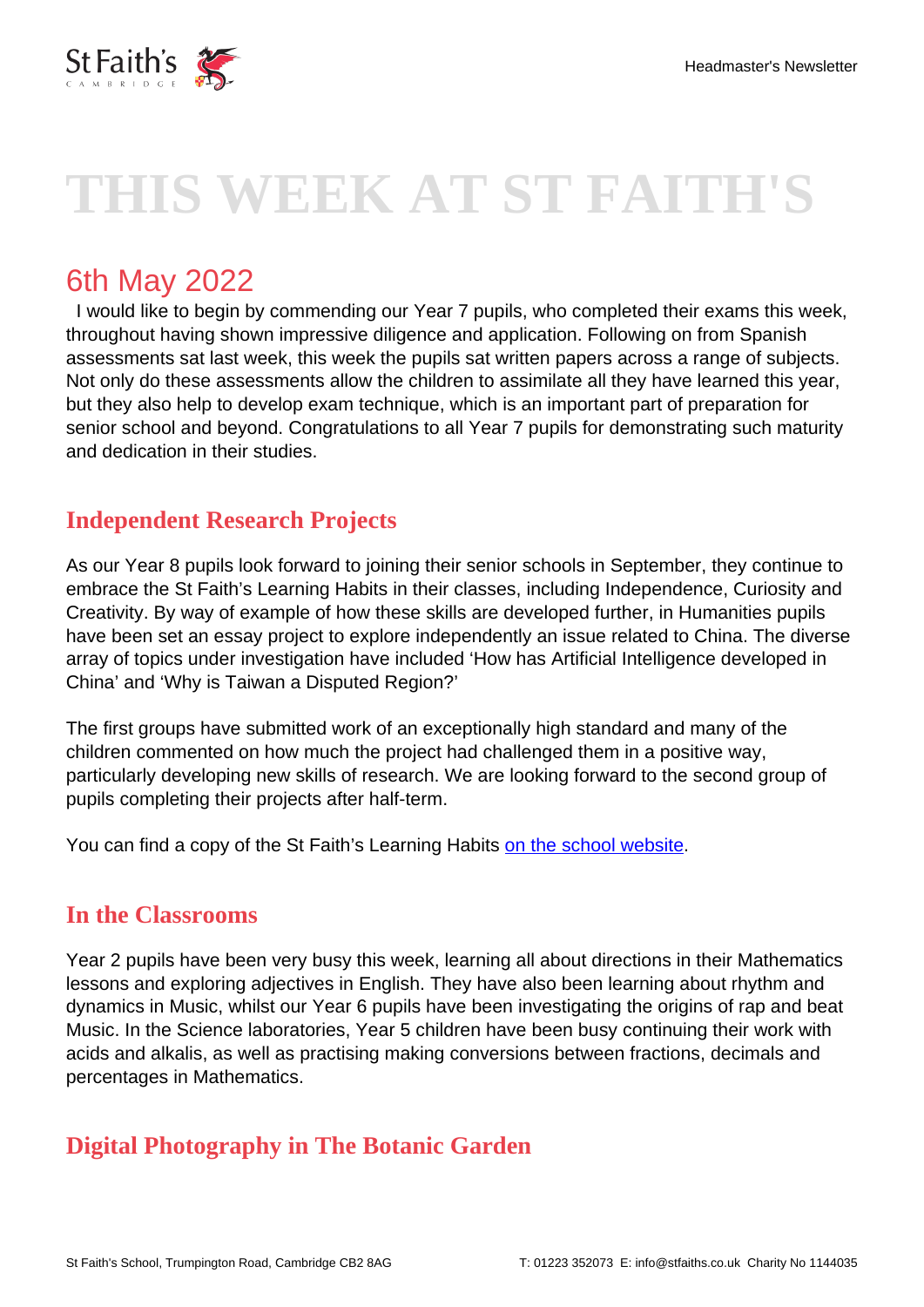# THIS WEEK AT ST FAITH'S

## 6th May 2022

I would like to begin by commending our Year 7 pupils, who completed their exams this week, throughout having shown impressive diligence and application. Following on from Spanish assessments sat last week, this week the pupils sat written papers across a range of subjects. Not only do these assessments allow the children to assimilate all they have learned this year, but they also help to develop exam technique, which is an important part of preparation for senior school and beyond. Congratulations to all Year 7 pupils for demonstrating such maturity and dedication in their studies.

### Independent Research Projects

As our Year 8 pupils look forward to joining their senior schools in September, they continue to embrace the St Faith's Learning Habits in their classes, including Independence, Curiosity and Creativity. By way of example of how these skills are developed further, in Humanities pupils have been set an essay project to explore independently an issue related to China. The diverse array of topics under investigation have included 'How has Artificial Intelligence developed in China' and 'Why is Taiwan a Disputed Region?'

The first groups have submitted work of an exceptionally high standard and many of the children commented on how much the project had challenged them in a positive way, particularly developing new skills of research. We are looking forward to the second group of pupils completing their projects after half-term.

You can find a copy of the St Faith's Learning Habits on the school website.

### In the Classrooms

Year 2 pupils have been very busy this week, learning all about directions in their Mathematics lessons and exploring adjectives in English. They have also been learning about rhythm and dynamics in Music, whilst our Year 6 pupils have been investigating the origins of rap and beat Music. In the Science laboratories, Year 5 children have been busy continuing their work with acids and alkalis, as well as practising making conversions between fractions, decimals and percentages in Mathematics.

### Digital Photography in The Botanic Garden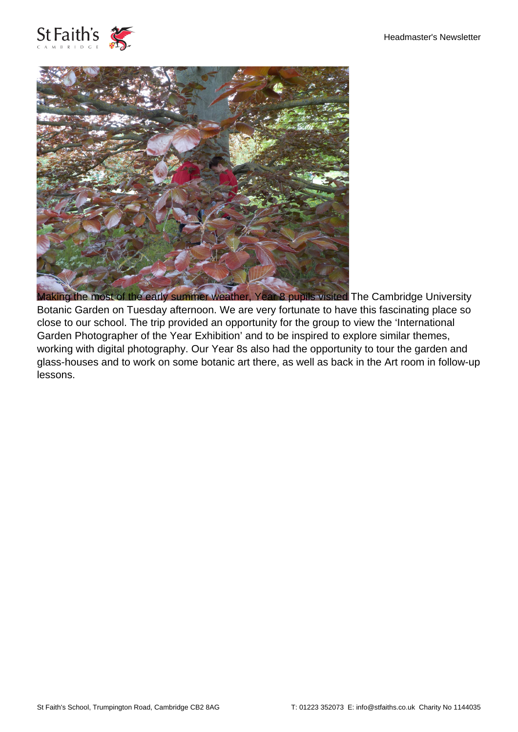Making the most of the early summer weather, Year 8 pupils visited The Cambridge University Botanic Garden on Tuesday afternoon. We are very fortunate to have this fascinating place so close to our school. The trip provided an opportunity for the group to view the 'International Garden Photographer of the Year Exhibition' and to be inspired to explore similar themes, working with digital photography. Our Year 8s also had the opportunity to tour the garden and glass-houses and to work on some botanic art there, as well as back in the Art room in follow-up lessons.